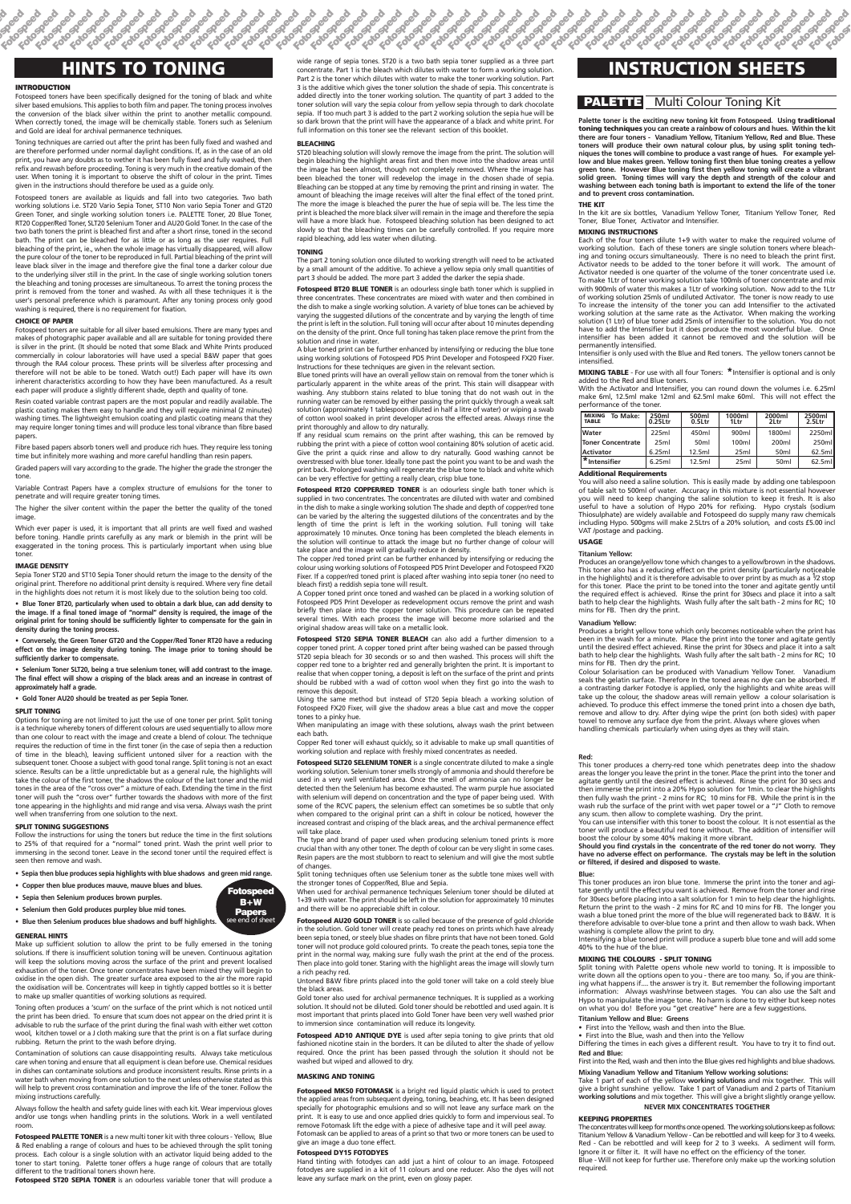# HINTS TO TONING

## INTRODUCTION

Fotospeed toners have been specifically designed for the toning of black and white silver based emulsions. This applies to both film and paper. The toning process involves the conversion of the black silver within the print to another metallic compound. When correctly toned, the image will be chemically stable. Toners such as Selenium and Gold are ideal for archival permanence techniques.

Toning techniques are carried out after the print has been fully fixed and washed and are therefore performed under normal daylight conditions. If, as in the case of an old print, you have any doubts as to wether it has been fully fixed and fully washed, then refix and rewash before proceeding. Toning is very much in the creative domain of the user. When toning it is important to observe the shift of colour in the print. Times given in the instructions should therefore be used as a guide only.

Fotospeed toners are available as liquids and fall into two categories. Two bath working solutions i.e. ST20 Vario Sepia Toner, ST10 Non vario Sepia Toner and GT20 Green Toner, and single working solution toners i.e. PALETTE Toner, 20 Blue Toner, RT20 Copper/Red Toner, SLT20 Selenium Toner and AU20 Gold Toner. In the case of the two bath toners the print is bleached first and after a short rinse, toned in the second bath. The print can be bleached for as little or as long as the user requires. Full bleaching of the print, ie., when the whole image has virtually disappeared, will allow the pure colour of the toner to be reproduced in full. Partial bleaching of the print will leave black silver in the image and therefore give the final tone a darker colour due to the underlying silver still in the print. In the case of single working solution toners the bleaching and toning processes are simultaneous. To arrest the toning process the print is removed from the toner and washed. As with all these techniques it is the user's personal preference which is paramount. After any toning process only good washing is required, there is no requirement for fixation.

## CHOICE OF PAPER

Fotospeed toners are suitable for all silver based emulsions. There are many types and makes of photographic paper available and all are suitable for toning provided there is silver in the print. It should be noted that some Black and White Prints produced commercially in colour laboratories will have used a special B&W paper that goes through the RA4 colour process. These prints will be silverless after processing and therefore will not be able to be toned. Watch out!) Each paper will have its own inherent characteristics according to how they have been manufactured. As a result each paper will produce a slightly different shade, depth and quality of tone.

Resin coated variable contrast papers are the most popular and readily available. The plastic coating makes them easy to handle and they will require minimal (2 minutes) washing times. The lightweight emulsion coating and plastic coating means that they may require longer toning times and will produce less tonal vibrance than fibre based papers.

Fibre based papers absorb toners well and produce rich hues. They require less toning time but infinitely more washing and more careful handling than resin papers.

Graded papers will vary according to the grade. The higher the grade the stronger the tone.

Variable Contrast Papers have a complex structure of emulsions for the toner to penetrate and will require greater toning times.

The higher the silver content within the paper the better the quality of the toned image.

Which ever paper is used, it is important that all prints are well fixed and washed before toning. Handle prints carefully as any mark or blemish in the print will be exaggerated in the toning process. This is particularly important when using blue toner.

## IMAGE DENSITY

Sepia Toner ST20 and ST10 Sepia Toner should return the image to the density of the original print. Therefore no additional print density is required. Where very fine detail in the highlights does not return it is most likely due to the solution being too cold.

- **Blue Toner BT20, particularly when used to obtain a dark blue, can add density to the image. If a final toned image of "normal" density is required, the image of the original print for toning should be sufficiently lighter to compensate for the gain in density during the toning process.**
- **Conversely, the Green Toner GT20 and the Copper/Red Toner RT20 have a reducing effect on the image density during toning. The image prior to toning should be sufficiently darker to compensate.**
- **Selenium Toner SLT20, being a true selenium toner, will add contrast to the image. The final effect will show a crisping of the black areas and an increase in contrast of approximately half a grade.**
- **Gold Toner AU20 should be treated as per Sepia Toner.**

## SPLIT TONING

Options for toning are not limited to just the use of one toner per print. Split toning is a technique whereby toners of different colours are used sequentially to allow more than one colour to react with the image and create a blend of colour. The technique requires the reduction of time in the first toner (in the case of sepia then a reduction of time in the bleach), leaving sufficient untoned silver for a reaction with the subsequent toner. Choose a subject with good tonal range. Split toning is not an exact science. Results can be a little unpredictable but as a general rule, the highlights will take the colour of the first toner, the shadows the colour of the last toner and the mid tones in the area of the "cross over" a mixture of each. Extending the time in the first toner will push the "cross over" further towards the shadows with more of the first tone appearing in the highlights and mid range and visa versa. Always wash the print well when transferring from one solution to the next.

## SPLIT TONING SUGGESTIONS

Follow the instructions for using the toners but reduce the time in the first solutions to 25% of that required for a "normal" toned print. Wash the print well prior to immersing in the second toner. Leave in the second toner until the required effect is seen then remove and wash.

- **Sepia then blue produces sepia highlights with blue shadows and green mid range.**
- **Copper then blue produces mauve, mauve blues and blues.**
- **Sepia then Selenium produces brown purples.**
- **Selenium then Gold produces purpley blue mid tones.**
- **Blue then Selenium produces blue shadows and buff highlights.**

**Fotospeed B+W Papers** see end of sheet

## GENERAL HINTS

Make up sufficient solution to allow the print to be fully emersed in the toning solutions. If there is insufficient solution toning will be uneven. Continuous agitation will keep the solutions moving across the surface of the print and prevent localised exhaustion of the toner. Once toner concentrates have been mixed they will begin to oxidise in the open dish. The greater surface area exposed to the air the more rapid the oxidisation will be. Concentrates will keep in tightly capped bottles so it is better to make up smaller quantities of working solutions as required.

Toning often produces a 'scum' on the surface of the print which is not noticed until the print has been dried. To ensure that scum does not appear on the dried print it is advisable to rub the surface of the print during the final wash with either wet cotton wool, kitchen towel or a J cloth making sure that the print is on a flat surface during rubbing. Return the print to the wash before drying.

Contamination of solutions can cause disappointing results. Always take meticulous care when toning and ensure that all equipment is clean before use. Chemical residues in dishes can contaminate solutions and produce inconsistent results. Rinse prints in a water bath when moving from one solution to the next unless otherwise stated as this will help to prevent cross contamination and improve the life of the toner. Follow the mixing instructions carefully.

Always follow the health and safety guide lines with each kit. Wear impervious gloves and/or use tongs when handling prints in the solutions. Work in a well ventilated room.

**Fotospeed PALETTE TONER** is a new multi toner kit with three colours - Yellow, Blue & Red enabling a range of colours and hues to be achieved through the split toning process. Each colour is a single solution with an activator liquid being added to the toner to start toning. Palette toner offers a huge range of colours that are totally different to the traditional toners shown here.

**Fotospeed ST20 SEPIA TONER** is an odourless variable toner that will produce a wide range of sepia tones. ST20 is a two bath sepia toner supplied as a three part concentrate. Part 1 is the bleach which dilutes with water to form a working solution. Part 2 is the toner which dilutes with water to make the toner working solution. Part 3 is the additive which gives the toner solution the shade of sepia. This concentrate is added directly into the toner working solution. The quantity of part 3 added to the toner solution will vary the sepia colour from yellow sepia through to dark chocolate sepia. If too much part 3 is added to the part 2 working solution the sepia hue will be so dark brown that the print will have the appearance of a black and white print. For full information on this toner see the relevant section of this booklet.

## BLEACHING

ST20 bleaching solution will slowly remove the image from the print. The solution will begin bleaching the highlight areas first and then move into the shadow areas until the image has been almost, though not completely removed. Where the image has been bleached the toner will redevelop the image in the chosen shade of sepia. Bleaching can be stopped at any time by removing the print and rinsing in water. The amount of bleaching the image receives will alter the final effect of the toned print. The more the image is bleached the purer the hue of sepia will be. The less time the print is bleached the more black silver will remain in the image and therefore the sepia will have a more black hue. Fotospeed bleaching solution has been designed to act slowly so that the bleaching times can be carefully controlled. If you require more rapid bleaching, add less water when diluting.

## TONING

The part 2 toning solution once diluted to working strength will need to be activated by a small amount of the additive. To achieve a yellow sepia only small quantities of part 3 should be added. The more part 3 added the darker the sepia shade.

**Fotospeed BT20 BLUE TONER** is an odourless single bath toner which is supplied in three concentrates. These concentrates are mixed with water and then combined in the dish to make a single working solution. A variety of blue tones can be achieved by varying the suggested dilutions of the concentrate and by varying the length of time the print is left in the solution. Full toning will occur after about 10 minutes depending on the density of the print. Once full toning has taken place remove the print from the solution and rinse in water.

A blue toned print can be further enhanced by intensifying or reducing the blue tone using working solutions of Fotospeed PD5 Print Developer and Fotospeed FX20 Fixer. Instructions for these techniques are given in the relevant section.

Blue toned prints will have an overall yellow stain on removal from the toner which is particularly apparent in the white areas of the print. This stain will disappear with washing. Any stubborn stains related to blue toning that do not wash out in the running water can be removed by either passing the print quickly through a weak salt solution (approximately 1 tablespoon diluted in half a litre of water) or wiping a swab of cotton wool soaked in print developer across the effected areas. Always rinse the print thoroughly and allow to dry naturally.

If any residual scum remains on the print after washing, this can be removed by rubbing the print with a piece of cotton wool containing 80% solution of acetic acid. Give the print a quick rinse and allow to dry naturally. Good washing cannot be overstressed with blue toner. Ideally tone past the point you want to be and wash the print back. Prolonged washing will regenerate the blue tone to black and white which can be very effective for getting a really clean, crisp blue tone.

**Fotospeed RT20 COPPER/RED TONER** is an odourless single bath toner which is supplied in two concentrates. The concentrates are diluted with water and combined in the dish to make a single working solution The shade and depth of copper/red tone can be varied by the altering the suggested dilutions of the concentrates and by the length of time the print is left in the working solution. Full toning will take approximately 10 minutes. Once toning has been completed the black elements in the solution will continue to attack the image but no further change of colour will take place and the image will gradually reduce in density.

The copper /red toned print can be further enhanced by intensifying or reducing the colouring using working solutions of Fotospeed PD5 Print Developer and Fotospeed FX20 Fixer. If a copper/red toned print is placed after washing into sepia toner (no need to bleach first) a reddish sepia tone will result.

A Copper toned print once toned and washed can be placed in a working solution of Fotospeed PD5 Print Developer as redevelopment occurs remove the print and wash briefly then place into the copper toner solution. This procedure can be repeated several times. With each process the image will become more solarised and the original shadow areas will take on a metallic look.

**Fotospeed ST20 SEPIA TONER BLEACH** can also add a further dimension to a copper toned print. A copper toned print after being washed can be passed through ST20 sepia bleach for 30 seconds or so and then washed. This process will shift the copper red tone to a brighter red and generally brighten the print. It is important to realise that when copper toning, a deposit is left on the surface of the print and prints should be rubbed with a wad of cotton wool when they first go into the wash to remove this deposit.

Using the same method but instead of ST20 Sepia bleach a working solution of Fotospeed FX20 Fixer, will give the shadow areas a blue cast and move the copper tones to a pinky hue.

When manipulating an image with these solutions, always wash the print between each bath.

Copper Red toner will exhaust quickly, so it advisable to make up small quantities of working solution and replace with freshly mixed concentrates as needed.

**Fotospeed SLT20 SELENIUM TONER** is a single concentrate diluted to make a single working solution. Selenium toner smells strongly of ammonia and should therefore be used in a very well ventilated area. Once the smell of ammonia can no longer be detected then the Selenium has become exhausted. The warm purple hue associated with selenium will depend on concentration and the type of paper being used. With some of the RCVC papers, the selenium effect can sometimes be so subtle that only when compared to the original print can a shift in colour be noticed, however the increased contrast and crisping of the black areas, and the archival permanence effect will take place.

The type and brand of paper used when producing selenium toned prints is more crucial than with any other toner. The depth of colour can be very slight in some cases. Resin papers are the most stubborn to react to selenium and will give the most subtle of changes.

Split toning techniques often use Selenium toner as the subtle tone mixes well with the stronger tones of Copper/Red, Blue and Sepia.

When used for archival permanence techniques Selenium toner should be diluted at 1+39 with water. The print should be left in the solution for approximately 10 minutes and there will be no appreciable shift in colour.

**Fotospeed AU20 GOLD TONER** is so called because of the presence of gold chloride in the solution. Gold toner will create peachy red tones on prints which have already been sepia toned, or steely blue shades on fibre prints that have not been toned. Gold toner will not produce gold coloured prints. To create the peach tones, sepia tone the print in the normal way, making sure fully wash the print at the end of the process. Then place into gold toner. Staring with the highlight areas the image will slowly turn a rich peachy red.

Untoned B&W fibre prints placed into the gold toner will take on a cold steely blue the black areas.

Gold toner also used for archival permanence techniques. It is supplied as a working solution. It should not be diluted. Gold toner should be rebottled and used again. It is most important that prints placed into Gold Toner have been very well washed prior to immersion since contamination will reduce its longevity.

**Fotospeed AD10 ANTIQUE DYE** is used after sepia toning to give prints that old fashioned nicotine stain in the borders. It can be diluted to alter the shade of yellow required. Once the print has been passed through the solution it should not be washed but wiped and allowed to dry.

## MASKING AND TONING

**Fotospeed MK50 FOTOMASK** is a bright red liquid plastic which is used to protect the applied areas from subsequent dyeing, toning, beaching, etc. It has been designed specially for photographic emulsions and so will not leave any surface mark on the print. It is easy to use and once applied dries quickly to form and impervious seal. To remove Fotomask lift the edge with a piece of adhesive tape and it will peel away. Fotomask can be applied to areas of a print so that two or more toners can be used to give an image a duo tone effect.

### Fotospeed DY15 FOTODYES

Hand tinting with fotodyes can add just a hint of colour to an image. Fotospeed fotodyes are supplied in a kit of 11 colours and one reducer. Also the dyes will not leave any surface mark on the print, even on glossy paper.

# INSTRUCTION SHEETS

## PALETTE Multi Colour Toning Kit

**Palette toner is the exciting new toning kit from Fotospeed. Using traditional toning techniques you can create a rainbow of colours and hues. Within the kit there are four toners - Vanadium Yellow, Titanium Yellow, Red and Blue. These toners will produce their own natural colour plus, by using split toning techniques the tones will combine to produce a vast range of hues. For example yellow and blue makes green. Yellow toning first then blue toning creates a yellow green tone. However Blue toning first then yellow toning will create a vibrant solid green. Toning times will vary the depth and strength of the colour and washing between each toning bath is important to extend the life of the toner and to prevent cross contamination.**

### THE KIT

In the kit are six bottles, Vanadium Yellow Toner, Titanium Yellow Toner, Red Toner, Blue Toner, Activator and Intensifier.

### MIXING INSTRUCTIONS

Each of the four toners dilute 1+9 with water to make the required volume of working solution. Each of these toners are single solution toners where bleaching and toning occurs simultaneously. There is no need to bleach the print first. Activator needs to be added to the toner before it will work. The amount of Activator needed is one quarter of the volume of the toner concentrate used i.e. To make 1Ltr of toner working solution take 100mls of toner concentrate and mix with 900mls of water this makes a 1Ltr of working solution. Now add to the 1Ltr of working solution 25mls of undiluted Activator. The toner is now ready to use To increase the intensity of the toner you can add Intensifier to the activated working solution at the same rate as the Activator. When making the working solution (1 Ltr) of blue toner add 25mls of intensifier to the solution. You do not have to add the Intensifier but it does produce the most wonderful blue. Once intensifier has been added it cannot be removed and the solution will be permanently intensified.

Intensifier is only used with the Blue and Red toners. The yellow toners cannot be intensified.

**MIXING TABLE** - For use with all four Toners: *Intensifier is optional and is only added to the Red and Blue toners.

With the Activator and Intensifier, you can round down the volumes i.e. 6.25ml make 6ml, 12.5ml make 12ml and 62.5ml make 60ml. This will not effect the performance of the toner.

| MIXING TABLE To Make: | 250ml 0.25Ltr | 500ml 0.5Ltr | 1000ml 1Ltr | 2000ml 2Ltr | 2500ml 2.5Ltr |
|---|---|---|---|---|---|
| Water | 225ml | 450ml | 900ml | 1800ml | 2250ml |
| Toner Concentrate | 25ml | 50ml | 100ml | 200ml | 250ml |
| Activator | 6.25ml | 12.5ml | 25ml | 50ml | 62.5ml |
| *Intensifier | 6.25ml | 12.5ml | 25ml | 50ml | 62.5ml |

### Additional Requirements

You will also need a saline solution. This is easily made by adding one tablespoon of table salt to 500ml of water. Accuracy in this mixture is not essential however you will need to keep changing the saline solution to keep it fresh. It is also useful to have a solution of Hypo 20% for refixing. Hypo crystals (sodium Thiosulphate) are widely available and Fotospeed do supply many raw chemicals including Hypo. 500gms will make 2.5Ltrs of a 20% solution, and costs £5.00 incl VAT /postage and packing.

### USAGE

**Titanium Yellow:**

Produces an orange/yellow tone which changes to a yellow/brown in the shadows. This toner also has a reducing effect on the print density (particularly noticeable in the highlights) and it is therefore advisable to over print by as much as a ½ stop for this toner. Place the print to be toned into the toner and agitate gently until the required effect is achieved. Rinse the print for 30secs and place it into a salt bath to help clear the highlights. Wash fully after the salt bath - 2 mins for RC; 10 mins for FB. Then dry the print.

**Vanadium Yellow:**

Produces a bright yellow tone which only becomes noticeable when the print has been in the wash for a minute. Place the print into the toner and agitate gently until the desired effect achieved. Rinse the print for 30secs and place it into a salt bath to help clear the highlights. Wash fully after the salt bath - 2 mins for RC; 10 mins for FB. Then dry the print.

Colour Solarisation can be produced with Vanadium Yellow Toner. Vanadium seals the gelatin surface. Therefore In the toned areas no dye can be absorbed. If a contrasting darker Fotodye is applied, only the highlights and white areas will take up the colour, the shadow areas will remain yellow a colour solarisation is achieved. To produce this effect immerse the toned print into a chosen dye bath, remove and allow to dry. After dying wipe the print (on both sides) with paper towel to remove any surface dye from the print. Always where gloves when handling chemicals particularly when using dyes as they will stain.

**Red:**

This toner produces a cherry-red tone which penetrates deep into the shadow areas the longer you leave the print in the toner. Place the print into the toner and agitate gently until the desired effect is achieved. Rinse the print for 30 secs and then immerse the print into a 20% Hypo solution for 1min. to clear the highlights then fully wash the print - 2 mins for RC; 10 mins for FB. While the print is in the wash rub the surface of the print with wet paper towel or a "J" Cloth to remove any scum. then allow to complete washing. Dry the print.

You can use intensifier with this toner to boost the colour. It is not essential as the toner will produce a beautiful red tone without. The addition of intensifier will boost the colour by some 40% making it more vibrant.

**Should you find crystals in the concentrate of the red toner do not worry. They have no adverse effect on performance. The crystals may be left in the solution or filtered, if desired and disposed to waste.**

**Blue:**

This toner produces an iron blue tone. Immerse the print into the toner and agitate gently until the effect you want is achieved. Remove from the toner and rinse for 30secs before placing into a salt solution for 1 min to help clear the highlights. Return the print to the wash - 2 mins for RC and 10 mins for FB. The longer you wash a blue toned print the more of the blue will regenerated back to B&W. It is therefore advisable to over-blue tone a print and then allow to wash back. When washing is complete allow the print to dry.

Intensifying a blue toned print will produce a superb blue tone and will add some 40% to the hue of the blue.

### MIXING THE COLOURS - SPLIT TONING

Split toning with Palette opens whole new world to toning. It is impossible to write down all the options open to you - there are too many. So, if you are thinking what happens if.... the answer is try it. But remember the following important information: Always wash/rinse between stages. You can also use the Salt and Hypo to manipulate the image tone. No harm is done to try either but keep notes on what you do! Before you "get creative" here are a few suggestions.

**Titanium Yellow and Blue: Greens**

- First into the Yellow, wash and then into the Blue.
- First into the Blue, wash and then into the Yellow

Differing the times in each gives a different result. You have to try it to find out.

**Red and Blue:**

First into the Red, wash and then into the Blue gives red highlights and blue shadows.

**Mixing Vanadium Yellow and Titanium Yellow working solutions:**

Take 1 part of each of the yellow **working solutions** and mix together. This will give a bright sunshine yellow. Take 1 part of Vanadium and 2 parts of Titanium **working solutions** and mix together. This will give a bright slightly orange yellow.

**NEVER MIX CONCENTRATES TOGETHER**

### KEEPING PROPERTIES

The concentrates will keep for months once opened. The working solutions keep as follows: Titanium Yellow & Vanadium Yellow - Can be rebottled and will keep for 3 to 4 weeks. Red - Can be rebottled and will keep for 2 to 3 weeks. A sediment will form. Ignore it or filter it. It will have no effect on the efficiency of the toner.

Blue - Will not keep for further use. Therefore only make up the working solution required.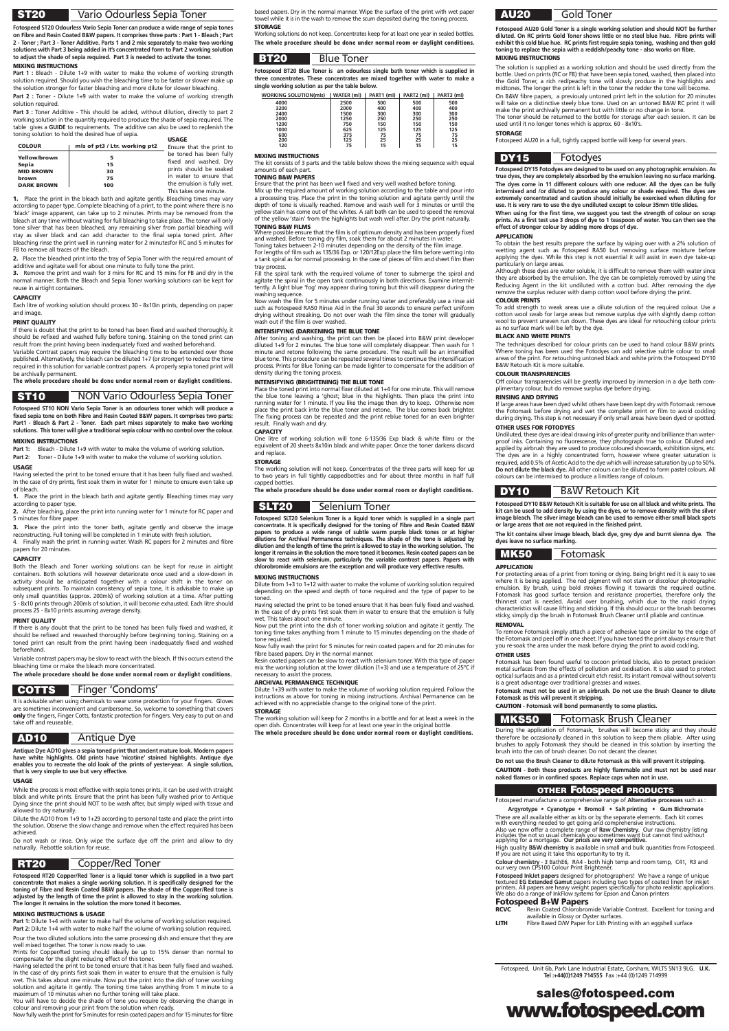## ST20 Vario Odourless Sepia Toner

**Fotospeed ST20 Odourless Vario Sepia Toner can produce a wide range of sepia tones on Fibre and Resin Coated B&W papers. It comprises three parts : Part 1 - Bleach ; Part 2 - Toner ; Part 3 - Toner Additive. Parts 1 and 2 mix separately to make two working solutions with Part 3 being added in it's concentrated form to Part 2 working solution to adjust the shade of sepia required. Part 3 is needed to activate the toner.**

### MIXING INSTRUCTIONS

**Part 1 :** Bleach - Dilute 1+9 with water to make the volume of working strength solution required. Should you wish the bleaching time to be faster or slower make up the solution stronger for faster bleaching and more dilute for slower bleaching.

**Part 2 :** Toner - Dilute 1+9 with water to make the volume of working strength solution required.

**Part 3 :** Toner Additive - This should be added, without dilution, directly to part 2 working solution in the quantity required to produce the shade of sepia required. The table gives a **GUIDE** to requirements. The additive can also be used to replenish the toning solution to hold the desired hue of sepia.

| COLOUR | mls of pt3 / Ltr. working pt2 |
|---|---|
| Yellow/brown | 5 |
| Sepia | 15 |
| MID BROWN | 30 |
| brown | 75 |
| DARK BROWN | 100 |

### USAGE

Ensure that the print to be toned has been fully fixed and washed. Dry prints should be soaked in water to ensure that the emulsion is fully wet. This takes one minute.

**1.** Place the print in the bleach bath and agitate gently. Bleaching times may vary according to paper type. Complete bleaching of a print, to the point where there is no 'black' image apparent, can take up to 2 minutes. Prints may be removed from the bleach at any time without waiting for full bleaching to take place. The toner will only tone silver that has been bleached, any remaining silver from partial bleaching will stay as silver black and can add character to the final sepia toned print. After bleaching rinse the print well in running water for 2 minutes for RC and 5 minutes for FB to remove all traces of the bleach.

**2.** Place the bleached print into the tray of Sepia Toner with the required amount of additive and agitate well for about one minute to fully tone the print.

**3.** Remove the print and wash for 3 mins for RC and 15 mins for FB and dry in the normal manner. Both the Bleach and Sepia Toner working solutions can be kept for reuse in airtight containers.

### CAPACITY

Each litre of working solution should process 30 - 8x10in prints, depending on paper and image.

### PRINT QUALITY

If there is doubt that the print to be toned has been fixed and washed thoroughly, it should be refixed and washed fully before toning. Staining on the toned print can result from the print having been inadequately fixed and washed beforehand.

Variable Contrast papers may require the bleaching time to be extended over those published. Alternatively, the bleach can be diluted 1+7 (or stronger) to reduce the time required in this solution for variable contrast papers. A properly sepia toned print will be archivally permanent.

**The whole procedure should be done under normal room or daylight conditions.**

## ST10 NON Vario Odourless Sepia Toner

**Fotospeed ST10 NON Vario Sepia Toner is an odourless toner which will produce a fixed sepia tone on both Fibre and Resin Coated B&W papers. It comprises two parts: Part1 - Bleach & Part 2 - Toner. Each part mixes separately to make two working solutions. This toner will give a traditional sepia colour with no control over the colour.**

### MIXING INSTRUCTIONS

**Part 1:** Bleach - Dilute 1+9 with water to make the volume of working solution.
**Part 2:** Toner - Dilute 1+9 with water to make the volume of working solution.

### USAGE

Having selected the print to be toned ensure that it has been fully fixed and washed. In the case of dry prints, first soak them in water for 1 minute to ensure even take up of bleach.

**1.** Place the print in the bleach bath and agitate gently. Bleaching times may vary according to paper type.

**2.** After bleaching, place the print into running water for 1 minute for RC paper and 5 minutes for fibre paper.

**3.** Place the print into the toner bath, agitate gently and observe the image reconstructing. Full toning will be completed in 1 minute with fresh solution.

4. Finally wash the print in running water. Wash RC papers for 2 minutes and fibre papers for 20 minutes.

### CAPACITY

Both the Bleach and Toner working solutions can be kept for reuse in airtight containers. Both solutions will however deteriorate once used and a slow-down in activity should be anticipated together with a colour shift in the toner on subsequent prints. To maintain consistency of sepia tone, it is advisable to make up only small quantities (approx. 200mls) of working solution at a time. After putting 5 - 8x10 prints through 200mls of solution, it will become exhausted. Each litre should process 25 - 8x10 prints assuming average density.

### PRINT QUALITY

If there is any doubt that the print to be toned has been fully fixed and washed, it should be refixed and rewashed thoroughly before beginning toning. Staining on a toned print can result from the print having been inadequately fixed and washed beforehand.

Variable contrast papers may be slow to react with the bleach. If this occurs extend the bleaching time or make the bleach more concentrated.

**The whole procedure should be done under normal room or daylight conditions.**

## COTTS Finger 'Condoms'

It is advisable when using chemicals to wear some protection for your fingers. Gloves are sometimes inconvenient and cumbersome. So, welcome to something that covers **only** the fingers, Finger Cotts, fantastic protection for fingers. Very easy to put on and take off and reuseable.

## AD10 Antique Dye

**Antique Dye AD10 gives a sepia toned print that ancient mature look. Modern papers have white highlights. Old prints have 'nicotine' stained highlights. Antique dye enables you to recreate the old look of the prints of yester-year. A single solution, that is very simple to use but very effective.**

### USAGE

While the process is most effective with sepia tones prints, it can be used with straight black and white prints. Ensure that the print has been fully washed prior to Antique Dying since the print should NOT to be wash after, but simply wiped with tissue and allowed to dry naturally.

Dilute the AD10 from 1+9 to 1+29 according to personal taste and place the print into the solution. Observe the slow change and remove when the effect required has been achieved.

Do not wash or rinse. Only wipe the surface dye off the print and allow to dry naturally. Rebottle solution for reuse.

## RT20 Copper/Red Toner

**Fotospeed RT20 Copper/Red Toner is a liquid toner which is supplied in a two part concentrate that makes a single working solution. It is specifically designed for the toning of Fibre and Resin Coated B&W papers. The shade of the Copper/Red tone is adjusted by the length of time the print is allowed to stay in the working solution. The longer it remains in the solution the more toned it becomes.**

### MIXING INSTRUCTIONS & USAGE

**Part 1:** Dilute 1+4 with water to make half the volume of working solution required.
**Part 2:** Dilute 1+4 with water to make half the volume of working solution required.

Pour the two diluted solutions into the same processing dish and ensure that they are well mixed together. The toner is now ready to use.

Prints for Copper/Red toning should ideally be up to 15% denser than normal to compensate for the slight reducing effect of this toner.

Having selected the print to be toned ensure that it has been fully fixed and washed. In the case of dry prints first soak them in water to ensure that the emulsion is fully wet. This takes about one minute. Now put the print into the dish of toner working solution and agitate it gently. The toning time takes anything from 1 minute to a maximum of 10 minutes when no further toning will take place.

You will have to decide the shade of tone you require by observing the change in colour and removing your print from the solution when ready.

Now fully wash the print for 5 minutes for resin coated papers and for 15 minutes for fibre based papers. Dry in the normal manner. Wipe the surface of the print with wet paper towel while it is in the wash to remove the scum deposited during the toning process.

### STORAGE

Working solutions do not keep. Concentrates keep for at least one year in sealed bottles.

**The whole procedure should be done under normal room or daylight conditions.**

## BT20 Blue Toner

**Fotospeed BT20 Blue Toner is an odourless single bath toner which is supplied in three concentrates. These concentrates are mixed together with water to make a single working solution as per the table below.**

| WORKING SOLUTION(mls) | WATER (ml) | PART1 (ml) | PART2 (ml) | PART3 (ml) |
|---|---|---|---|---|
| 4000 | 2500 | 500 | 500 | 500 |
| 3200 | 2000 | 400 | 400 | 400 |
| 2400 | 1500 | 300 | 300 | 300 |
| 2000 | 1250 | 250 | 250 | 250 |
| 1200 | 750 | 150 | 150 | 150 |
| 1000 | 625 | 125 | 125 | 125 |
| 600 | 375 | 75 | 75 | 75 |
| 200 | 125 | 25 | 25 | 25 |
| 120 | 75 | 15 | 15 | 15 |

### MIXING INSTRUCTIONS

The kit consists of 3 parts and the table below shows the mixing sequence with equal amounts of each part.

### TONING B&W PAPERS

Ensure that the print has been well fixed and very well washed before toning.

Mix up the required amount of working solution according to the table and pour into a processing tray. Place the print in the toning solution and agitate gently until the depth of tone is visually reached. Remove and wash well for 3 minutes or until the yellow stain has come out of the whites. A salt bath can be used to speed the removal of the yellow 'stain' from the highlights but wash well after. Dry the print naturally.

### TONING B&W FILMS

Where possible ensure that the film is of optimum density and has been properly fixed and washed. Before toning dry film, soak them for about 2 minutes in water.

Toning takes between 2-10 minutes depending on the density of the film image.

For lengths of film such as 135/36 Exp. or 120/12Exp place the film before wetting into a tank spiral as for normal processing. In the case of pieces of film and sheet film then tray process.

Fill the spiral tank with the required volume of toner to submerge the spiral and agitate the spiral in the open tank continuously in both directions. Examine intermittently. A light blue 'fog' may appear during toning but this will disappear during the washing sequence.

Now wash the film for 5 minutes under running water and preferably use a rinse aid such as Fotospeed RA50 Rinse Aid in the final 30 seconds to ensure perfect uniform drying without streaking. Do not over wash the film since the toner will gradually wash out if the film is over washed.

### INTENSIFYING (DARKENING) THE BLUE TONE

After toning and washing, the print can then be placed into B&W print developer diluted 1+9 for 2 minutes. The blue tone will completely disappear. Then wash for 1 minute and retone following the same procedure. The result will be an intensified blue tone. This procedure can be repeated several times to continue the intensification process. Prints for Blue Toning can be made lighter to compensate for the addition of density during the toning process.

### INTENSIFYING (BRIGHTENING) THE BLUE TONE

Place the toned print into normal fixer diluted at 1+4 for one minute. This will remove the blue tone leaving a 'ghost; blue in the highlights. Then place the print into running water for 1 minute. If you like the image then dry to keep. Otherwise now place the print back into the blue toner and retone. The blue comes back brighter. The fixing process can be repeated and the print reblue toned for an even brighter result. Finally wash and dry.

### CAPACITY

One litre of working solution will tone 6-135/36 Exp black & white films or the equivalent of 20 sheets 8x10in black and white paper. Once the toner darkens discard and replace.

### STORAGE

The working solution will not keep. Concentrates of the three parts will keep for up to two years in full tightly cappedbottles and for about three months in half full capped bottles.

**The whole procedure should be done under normal room or daylight conditions.**

## SLT20 Selenium Toner

**Fotospeed SLT20 Selenium Toner is a liquid toner which is supplied in a single part concentrate. It is specifically designed for the toning of Fibre and Resin Coated B&W papers to produce a wide range of subtle warm purple black tones or at higher dilutions for Archival Permanence techniques. The shade of the tone is adjusted by dilution and the length of time the print is allowed to stay in the working solution. The longer it remains in the solution the more toned it becomes. Resin coated papers can be slow to react with selenium, particularly the variable contrast papers. Papers with chlorobromide emulsions are the exception and will produce very effective results.**

### MIXING INSTRUCTIONS

Dilute from 1+3 to 1+12 with water to make the volume of working solution required depending on the speed and depth of tone required and the type of paper to be toned.

Having selected the print to be toned ensure that it has been fully fixed and washed. In the case of dry prints first soak them in water to ensure that the emulsion is fully wet. This takes about one minute.

Now put the print into the dish of toner working solution and agitate it gently. The toning time takes anything from 1 minute to 15 minutes depending on the shade of tone required.

Now fully wash the print for 5 minutes for resin coated papers and for 20 minutes for fibre based papers. Dry in the normal manner.

Resin coated papers can be slow to react with selenium toner. With this type of paper mix the working solution at the lower dilution (1+3) and use a temperature of 25°C if necessary to assist the process.

### ARCHIVAL PERMANENCE TECHNIQUE

Dilute 1+39 with water to make the volume of working solution required. Follow the instructions as above for toning in mixing instructions. Archival Permanence can be achieved with no appreciable change to the original tone of the print.

### STORAGE

The working solution will keep for 2 months in a bottle and for at least a week in the open dish. Concentrates will keep for at least one year in the original bottle.

**The whole procedure should be done under normal room or daylight conditions.**

## AU20 Gold Toner

**Fotospeed AU20 Gold Toner is a single working solution and should NOT be further diluted. On RC prints Gold Toner shows little or no steel blue hue. Fibre prints will exhibit this cold blue hue. RC prints first require sepia toning, washing and then gold toning to replace the sepia with a reddish/peachy tone - also works on fibre.**

### MIXING INSTRUCTIONS

The solution is supplied as a working solution and should be used directly from the bottle. Used on prints (RC or FB) that have been sepia toned, washed, then placed into the Gold Toner, a rich red/peachy tone will slowly produce in the highlights and midtones. The longer the print is left in the toner the redder the tone will become.

On B&W fibre papers, a previously untoned print left in the solution for 20 minutes will take on a distinctive steely blue tone. Used on an untoned B&W RC print it will make the print archivally permanent but with little or no change in tone.

The toner should be returned to the bottle for storage after each session. It can be used until it no longer tones which is approx. 60 - 8x10's.

### STORAGE

Fotospeed AU20 in a full, tightly capped bottle will keep for several years.

## DY15 Fotodyes

**Fotospeed DY15 Fotodyes are designed to be used on any photographic emulsion. As true dyes, they are completely absorbed by the emulsion leaving no surface marking. The dyes come in 11 different colours with one reducer. All the dyes can be fully intermixed and /or diluted to produce any colour or shade required. The dyes are extremely concentrated and caution should initially be exercised when diluting for use. It is very rare to use the dye undiluted except to colour 35mm title slides.**

**When using for the first time, we suggest you test the strength of colour on scrap prints. As a first test use 3 drops of dye to 1 teaspoon of water. You can then see the effect of stronger colour by adding more drops of dye.**

### APPLICATION

To obtain the best results prepare the surface by wiping over with a 2% solution of wetting agent such as Fotospeed RA50 but removing surface moisture before applying the dyes. While this step is not essential it will assist in even dye take-up particularly on large areas.

Although these dyes are water soluble, it is difficult to remove them with water since they are absorbed by the emulsion. The dye can be completely removed by using the Reducing Agent in the kit undiluted with a cotton bud. After removing the dye remove the surplus reducer with damp cotton wool before drying the print.

### COLOUR PRINTS

To add strength to weak areas use a dilute solution of the required colour. Use a cotton wool swab for large areas but remove surplus dye with slightly damp cotton wool to prevent uneven run down. These dyes are ideal for retouching colour prints as no surface mark will be left by the dye.

### BLACK AND WHITE PRINTS

The techniques described for colour prints can be used to hand colour B&W prints. Where toning has been used the Fotodyes can add selective subtle colour to small areas of the print. For retouching untoned black and white prints the Fotospeed DY10 B&W Retouch Kit is more suitable.

### COLOUR TRANSPARENCIES

Off colour transparencies will be greatly improved by immersion in a dye bath complimentary colour, but do remove surplus dye before drying.

### RINSING AND DRYING

If large areas have been dyed whilst others have been kept dry with Fotomask remove the Fotomask before drying and wet the complete print or film to avoid cockling during drying. This step is not necessary if only small areas have been dyed or spotted.

### OTHER USES FOR FOTODYES

Undiluted, these dyes are ideal drawing inks of greater purity and brilliance than waterproof inks. Containing no fluorescence, they photograph true to colour. Diluted and applied by airbrush they are used to produce coloured showcards, exhibition signs, etc. The dyes are in a highly concentrated form, however where greater saturation is required, add 0.5% of Acetic Acid to the dye which will increase saturation by up to 50%. **Do not dilute the black dye.** All other colours can be diluted to form pastel colours. All colours can be intermixed to produce a limitless range of colours.

## DY10 B&W Retouch Kit

**Fotospeed DY10 B&W Retouch Kit is suitable for use on all black and white prints. The kit can be used to add density by using the dyes, or to remove density with the silver image bleach. The silver image bleach can be used to remove either small black spots or large areas that are not required in the finished print.**

**The kit contains silver image bleach, black dye, grey dye and burnt sienna dye. The dyes leave no surface marking.**

## MK50 Fotomask

### APPLICATION

For protecting areas of a print from toning or dying. Being bright red it is easy to see where it is being applied. The red pigment will not stain or discolour photographic emulsion. By brush, using bold strokes flowing it towards the required outline. Fotomask has good surface tension and resistance properties, therefore only the thinnest coat is needed. Avoid over brushing, which due to the rapid drying characteristics will cause lifting and sticking. If this should occur or the brush becomes sticky, simply dip the brush in Fotomask Brush Cleaner until pliable and continue.

### REMOVAL

To remove Fotomask simply attach a piece of adhesive tape or similar to the edge of the Fotomask and peel off in one sheet. If you have toned the print always ensure that you re-soak the area under the mask before drying the print to avoid cockling.

### OTHER USES

Fotomask has been found useful to cocoon printed blocks, also to protect precision metal surfaces from the effects of pollution and oxidisation. It is also used to protect optical surfaces and as a printed circuit etch resist. Its instant removal without solvents is a great advantage over traditional greases and waxes.

**Fotomask must not be used in an airbrush. Do not use the Brush Cleaner to dilute Fotomask as this will prevent it stripping.**

**CAUTION - Fotomask will bond permanently to some plastics.**

## MKS50 Fotomask Brush Cleaner

During the application of Fotomask, brushes will become sticky and they should therefore be occasionally cleaned in this solution to keep them pliable. After using brushes to apply Fotomask they should be cleaned in this solution by inserting the brush into the can of brush cleaner. Do not decant the cleaner.

**Do not use the Brush Cleaner to dilute Fotomask as this will prevent it stripping.**

**CAUTION - Both these products are highly flammable and must not be used near naked flames or in confined spaces. Replace caps when not in use.**

## OTHER Fotospeed PRODUCTS

Fotospeed manufacture a comprehensive range of **Alternative processes** such as :

**Argyrotype • Cyanotype • Bromoil • Salt printing • Gum Bichromate**

These are all available either as kits or by the separate elements. Each kit comes with everything needed to get going and comprehensive instructions.

Also we now offer a complete range of **Raw Chemistry**. Our raw chemistry listing includes the not so usual chemicals you sometimes want but cannot find without applying for a mortgage. **Our prices are very competitive.**

High quality **B&W chemistry** is available in small and bulk quantities from Fotospeed. If you are not using it take this opportunity to try it.

**Colour chemistry** - 3 BathE6, RA4 - both high temp and room temp, C41, R3 and our very own PS100 Colour Print Brightener.

**Fotospeed InkJet papers** designed for photographers! We have a range of unique textured **EG Extended Gamut** papers including two types of coated linen for inkjet printers. All papers are heavy weight papers specifically for photo realistic applications. We also do a range of InkFlow systems for Epson and Canon printers

### Fotospeed B+W Papers

**RCVC** Resin Coated Chlorobromide Variable Contrast. Excellent for toning and available in Glossy or Oyster surfaces.

**LITH** Fibre Based D/W Paper for Lith Printing with an eggshell surface

Fotospeed, Unit 6b, Park Lane Industrial Estate, Corsham, WILTS SN13 9LG. **U.K.**
**Tel :+44(0)1249 714555** Fax :+44 (0)1249 714999

**sales@fotospeed.com**
**www.fotospeed.com**